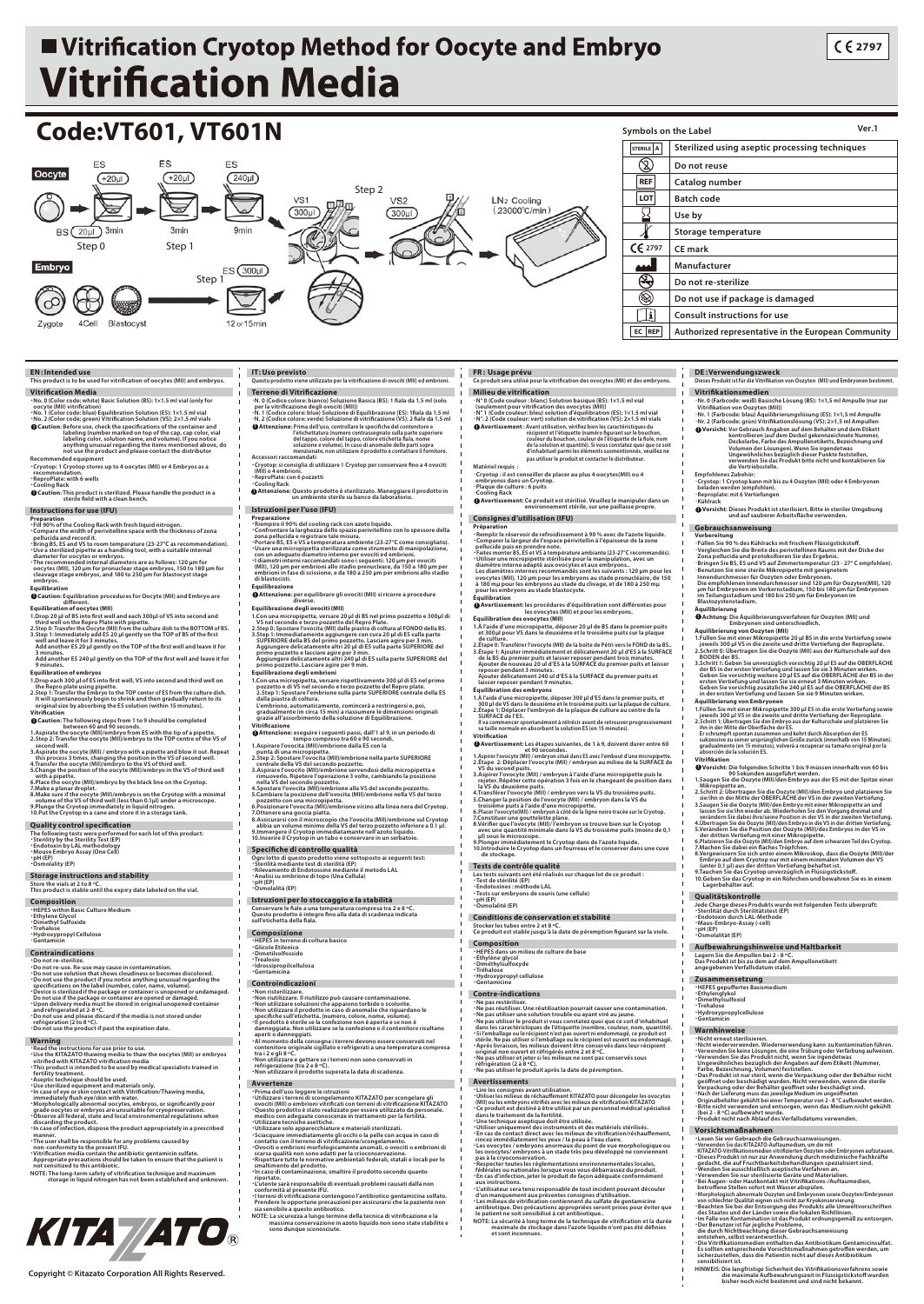# Vitrification Cryotop Method for Oocyte and Embryo

# Vitrification Media

CE 2797

## Code:VT601, VT601N

**Oocyte**

ES +20µl, ES +20µl, ES 240µl

BS 20µl 3min — Step 0; 3min — Step 1; 9min

Step 2: VS1 300µl, VS2 300µl, LN2 Cooling (23000°C/min)

**Embryo**

Step 1: ES 300µl — 12 or 15min

Zygote, 4Cell, Blastocyst

### Symbols on the Label

Ver.1

| Symbol | Meaning |
|---|---|
| STERILE A | Sterilized using aseptic processing techniques |
| | Do not reuse |
| REF | Catalog number |
| LOT | Batch code |
| | Use by |
| | Storage temperature |
| CE 2797 | CE mark |
| | Manufacturer |
| | Do not re-sterilize |
| | Do not use if package is damaged |
| | Consult instructions for use |
| EC REP | Authorized representative in the European Community |

## EN : Intended use

This product is to be used for vitrification of oocytes (MII) and embryos.

### Vitrification Media

- No. 0 (Color code: white) Basic Solution (BS): 1×1.5 ml vial (only for oocyte (MII) vitrification)
- No. 1 (Color code: blue) Equilibration Solution (ES): 1×1.5 ml vial
- No. 2 (Color code: green) Vitrification Solution (VS): 2×1.5 ml vials

❗ **Caution:** Before use, check the specifications of the container and labeling (number marked on top of the cap, cap color, vial labeling color, solution name, and volume). If you notice anything unusual regarding the items mentioned above, do not use the product and please contact the distributor

Recommended equipment

- Cryotop: 1 Cryotop stores up to 4 oocytes (MII) or 4 Embryos as a recommendation.
- ReproPlate: with 6 wells
- Cooling Rack

❗ **Caution:** This product is sterilized. Please handle the product in a sterile field with a clean bench.

### Instructions for use (IFU)

**Preparation**

- Fill 90% of the Cooling Rack wells with fresh liquid nitrogen.
- Compare the width of perivitelline space with the thickness of zona pellucida and record it.
- Bring BS, ES and VS to room temperature (23-27°C as recommendation).
- Use a sterilized pipette as a handling tool, with a suitable internal diameter for oocytes or embryos.
- The recommended internal diameters are as follows: 120 µm for oocytes (MII), 120 µm for pronuclear stage embryos, 150 to 180 µm for cleavage stage embryos, and 180 to 250 µm for blastocyst stage embryos.

**Equilibration**

❗ **Caution:** Equilibration procedures for Oocyte (MII) and Embryo are different.

**Equilibration of oocytes (MII)**

1. Drop 20 µl of BS into first well and each 300µl of VS into second and third well on the Repro Plate with pipette.
2. Step 0: Transfer the Oocyte (MII) from the culture dish to the BOTTOM of BS.
3. Step 1: Immediately add ES 20 µl gently on the TOP of BS of the first well and leave it for 3 minutes.
   Add another ES 20 µl gently on the TOP of the first well and leave it for 3 minutes.
   Add another ES 240 µl gently on the TOP of the first well and leave it for 9 minutes.

**Equilibration of embryos**

1. Drop each 300 µl of ES into first well, VS into second and third well on the Repro plate using pipette.
2. Step 1: Transfer the Embryo to the TOP center of ES from the culture dish. It will spontaneously begin to shrink and then gradually return to its original size by absorbing the ES solution (within 15 minutes).

**Vitrification**

❗ **Caution:** The following steps from 1 to 9 should be completed between 60 and 90 seconds.

1. Aspirate the oocyte (MII)/embryo from ES with the tip of a pipette.
2. Step 2: Transfer the oocyte (MII)/embryo to the TOP centre of the VS of second well.
3. Aspirate the oocyte (MII) / embryo with a pipette and blow it out. Repeat this process 3 times, changing the position in the VS of second well.
4. Transfer the oocyte (MII)/embryo to the VS of third well.
5. Change the position of the oocyte (MII)/embryo in the VS of third well with a pipette.
6. Place the oocyte (MII)/embryo by the black line on the Cryotop.
7. Make a planar droplet.
8. Make sure if the oocyte (MII)/embryo is on the Cryotop with a minimal volume of the VS of third well (less than 0.1µl) under a microscope.
9. Plunge the Cryotop immediately in liquid nitrogen.
10. Put the Cryotop in a cane and store it in a storage tank.

### Quality control specification

The following tests were performed for each lot of this product:

- Sterility by the Sterility Test (EP)
- Endotoxin by LAL methodology
- Mouse Embryo Assay (One Cell)
- pH (EP)
- Osmolality (EP)

### Storage instructions and stability

Store the vials at 2 to 8°C.
This product is stable until the expiry date labeled on the vial.

### Composition

- HEPES within Basic Culture Medium
- Ethylene Glycol
- Dimethyl Sulfoxide
- Trehalose
- Hydroxypropyl Cellulose
- Gentamicin

### Contraindications

- Do not re-sterilize.
- Do not re-use. Re-use may cause in contamination.
- Do not use solution that shows cloudiness or becomes discolored.
- Do not use the product if you notice anything unusual regarding the specifications on the label (number, color, name, volume).
- Device is sterilized if the package or container is unopened or undamaged. Do not use if the package or container are opened or damaged.
- Upon delivery media must be stored in original unopened container and refrigerated at 2-8 °C.
- Do not use and please discard if the media is not stored under refrigeration (2 to 8 °C).
- Do not use the product if past the expiration date.

### Warning

- Read the instructions for use prior to use.
- Use the KITAZATO thawing media to thaw the oocytes (MII) or embryos vitrified with KITAZATO vitrification media
- This product is intended to be used by medical specialists trained in fertility treatment.
- Aseptic technique should be used.
- Use sterilized equipment and materials only.
- In case of eye or skin contact with Vitrification/Thawing media, immediately flush eye/skin with water.
- Morphologically abnormal oocytes, embryos, or significantly poor grade oocytes or embryos are unsuitable for cryopreservation.
- Observe all federal, state and local environmental regulations when discarding the product.
- In case of infection, dispose the product appropriately in a prescribed manner.
- The user shall be responsible for any problems caused by non-conformity to the present IFU.
- Vitrification media contain the antibiotic gentamicin sulfate. Appropriate precautions should be taken to ensure that the patient is not sensitized to this antibiotic.

NOTE: The long-term safety of vitrification technique and maximum storage in liquid nitrogen has not been established and unknown.

## IT: Uso previsto

Questo prodotto viene utilizzato per la vitrificazione di ovociti (MII) ed embrioni.

### Terreno di Vitrificazione

- N. 0 (Codice colore: bianco) Soluzione Basica (BS): 1 fiala da 1,5 ml (solo per la vitrificazione degli ovociti (MII))
- N. 1 (Codice colore: blu) Soluzione di Equilibrazione (ES): 1fiala da 1,5 ml
- N. 2 (Codice colore: verde) Soluzione di vitrificazione (VS): 2 fiale da 1,5 ml

❗ **Attenzione:** Prima dell'uso, controllare le specifiche del contenitore e l'etichettatura (numero contrassegnato sulla parte superiore del tappo, colore del tappo, colore etichetta fiala, nome soluzione e volume). In caso di anomalie delle parti sopra menzionate, non utilizzare il prodotto e contattare il fornitore.

Accessori raccomandati

- Cryotop: si consiglia di utilizzare 1 Cryotop per conservare fino a 4 ovociti (MII) o 4 embrioni.
- ReproPlate: con 6 pozzetti
- Cooling Rack

❗ **Attenzione:** Questo prodotto è sterilizzato. Maneggiare il prodotto in un ambiente sterile su banco da laboratorio.

### Istruzioni per l'uso (IFU)

**Preparazione**

- Riempire il 90% del cooling rack con azoto liquido.
- Confrontare la larghezza dello spazio perivitellino con lo spessore della zona pellucida e registrare tale misura.
- Portare BS, ES e VS a temperatura ambiente (23-27°C come consigliato).
- Usare una micropipetta sterilizzata come strumento di manipolazione, con un adeguato diametro interno per ovociti ed embrioni.
- I diametri interni raccomandati sono i seguenti: 120 µm per ovociti (MII), 120 µm per embrioni allo stadio pronucleare, da 150 a 180 µm per embrioni in fase di scissione, e da 180 a 250 µm per embrioni allo stadio di blastocisti.

**Equilibrazione**

❗ **Attenzione:** per equilibrare gli ovociti (MII) si ricorre a procedure diverse.

**Equilibrazione degli ovociti (MII)**

1. Con una micropipetta, versare 20 µl di BS nel primo pozzetto e 300µl di VS nel secondo e terzo pozzetto del Repro Plate.
2. Step 0: Spostare l'ovocita (MII) dalla piastra di coltura al FONDO della BS.
3. Step 1: Immediatamente aggiungere con cura 20 µl di ES sulla parte SUPERIORE della BS del primo pozzetto. Lasciare agire per 3 min.
   Aggiungere delicatamente altri 20 µl di ES sulla parte SUPERIORE del primo pozzetto e lasciare agire per 3 min.
   Aggiungere delicatamente altri 240 µl di ES sulla parte SUPERIORE del primo pozzetto. Lasciare agire per 9 min.

**Equilibrazione degli embrioni**

1. Con una micropipetta, versare rispettivamente 300 µl di ES nel primo pozzetto e di VS nel secondo e terzo pozzetto del Repro plate.
2. Step 1: Spostare l'embrione sulla parte SUPERIORE centrale della ES dalla piastra di coltura.
   L'embrione, automaticamente, comincerà a restringersi e, poi, gradualmente (in circa 15 min) a riassumere le dimensioni originali grazie all'assorbimento della soluzione di Equilibrazione.

**Vitrificazione**

❗ **Attenzione:** eseguire i seguenti passi, dall' 1 al 9, in un periodo di tempo compreso tra 60 e 90 secondi.

1. Aspirare l'ovocita (MII)/embrione dalla ES con la punta di una micropipetta.
2. Step 2: Spostare l'ovocita (MII)/embrione nella parte SUPERIORE centrale della VS del secondo pozzetto.
3. Aspirare l'ovocita (MII)/embrione servendosi della micropipetta e rimuoverlo. Ripetere l'operazione 3 volte, cambiando la posizione nella VS del secondo pozzetto.
4. Spostare l'ovocita (MII)/embrione alla VS del secondo pozzetto.
5. Cambiare la posizione dell'ovocita (MII)/embrione nella VS del terzo pozzetto con una micropipetta.
6. Posizionare l'ovocita (MII)/embrione vicino alla linea nera del Cryotop.
7. Ottenere una goccia piatta.
8. Assicurarsi con il microscopio che l'ovocita (MII)/embrione sul Cryotop abbia un volume minimo della VS del terzo pozzetto inferiore a 0.1 µl.
9. Immergere il Cryotop immediatamente nell'azoto liquido.
10. Inserire il Cryotop in un tubo e conservare in un serbatoio.

### Specifiche di controllo qualità

Ogni lotto di questo prodotto viene sottoposto ai seguenti test:

- Sterilità mediante test di sterilità (EP)
- Rilevamento di Endotossine mediante il metodo LAL
- Analisi su embrione di topo (Una Cellula)
- pH (EP)
- Osmolalità (EP)

### Istruzioni per lo stoccaggio e la stabilità

Conservare le fiale a una temperatura compresa tra 2 e 8 °C.
Questo prodotto è integro fino alla data di scadenza indicata sull'etichetta della fiala.

### Composizione

- HEPES in terreno di coltura basico
- Glicole Etilenico
- Dimetilsolfossido
- Trealosio
- Idrossipropilcellulosa
- Gentamicina

### Controindicazioni

- Non risterilizzare.
- Non riutilizzare. Il riutilizzo può causare contaminazione.
- Non utilizzare soluzioni che appaiono torbide o scolorite.
- Non utilizzare il prodotto in caso di anomalie che riguardano le specifiche sull'etichetta. (numero, colore, nome, volume).
- Il prodotto è sterile se la confezione non è aperta e se non è danneggiata. Non utilizzare se la confezione o il contenitore risultano aperti o danneggiati.
- Al momento della consegna i terreni devono essere conservati nel contenitore originale sigillato e refrigerati a una temperatura compresa tra i 2 e gli 8 °C.
- Non utilizzare e gettare se i terreni non sono conservati in refrigerazione (tra 2 e 8°C).
- Non utilizzare il prodotto superata la data di scadenza.

### Avvertenze

- Prima dell'uso leggere le istruzioni
- Utilizzare i terreni di scongelamento KITAZATO per scongelare gli ovociti (MII) o embrioni vitrificati con terreni di vitrificazione KITAZATO
- Questo prodotto è stato realizzato per essere utilizzato da personale medico con adeguate conoscenze in trattamenti per la fertilità.
- Utilizzare tecniche asettiche.
- Utilizzare solo apparecchiature e materiali sterilizzati.
- Sciacquare immediatamente gli occhi o la pelle con acqua in caso di contatto con il terreno di vitrificazione/scongelamento.
- Ovociti o embrioni morfologicamente anomali, o ovociti o embrioni di scarsa qualità non sono adatti per la crioconservazione.
- Rispettare tutte le normative ambientali federali, statali e locali per lo smaltimento del prodotto.
- In caso di contaminazione, smaltire il prodotto secondo quanto riportato.
- L'utente sarà responsabile di eventuali problemi causati dalla non conformità al presente IFU.
- I terreni di vitrificazione contengono l'antibiotico gentamicina solfato. Prendere le opportune precauzioni per assicurarsi che la paziente non sia sensibile a questo antibiotico.

NOTE: La sicurezza a lungo termine della tecnica di vitrificazione e la massima conservazione in azoto liquido non sono state stabilite e sono dunque sconosciute.

## FR : Usage prévu

Ce produit sera utilisé pour la vitrification des ovocytes (MII) et des embryons.

### Milieu de vitrification

- N° 0 (Code couleur : blanc) Solution Basique (BS): 1×1.5 ml vial (seulement pour vitrification des ovocytes (MII))
- N° 1 (Code couleur: bleu) solution d'équilibration (ES): 1×1.5 ml vial
- N°. 2 (Code couleur: vert) solution de vitrification (VS): 2×1.5 ml vials

❗ **Avertissement :** Avant utilisation, vérifiez bien les caractéristiques du récipient et l'étiquette (numéro figurant sur le bouchon, couleur du bouchon, couleur de l'étiquette de la fiole, nom de la solution et quantité). Si vous constatez quoi que ce soit d'inhabituel parmi les éléments susmentionnés, veuillez ne pas utiliser le produit et contacter le distributeur.

Matériel requis :

- Cryotop : il est conseillé de placer au plus 4 oocytes(MII) ou 4 embryonss dans un Cryotop.
- Plaque de culture : 6 puits
- Cooling Rack

❗ **Avertissement:** Ce produit est stérilisé. Veuillez le manipuler dans un environnement stérile, sur une paillasse propre.

### Consignes d'utilisation (IFU)

**Préparation**

- Remplir le réservoir de refroidissement à 90 % avec de l'azote liquide.
- Comparer la largeur de l'espace périvitellin à l'épaisseur de la zone pellucide puis en prendre note.
- Faites monter BS, ES et VS à température ambiante (23-27°C recommandés).
- Utiliser une micropipette stérilisée pour la manipulation, avec un diamètre interne adapté aux ovocytes et aux embryons..
- Les diamètres internes recommandés sont les suivants : 120 µm pour les ovocytes (MII), 120 µm pour les embryons au stade pronucléaire, de 150 à 180 mµ pour les embryons au stade du clivage, et de 180 à 250 µm pour les embryons au stade blastocyste.

**Équilibration**

❗ **Avertissement:** les procédures d'équilibration sont différentes pour les ovocytes (MII) et pour les embryons.

**Équilibration des ovocytes (MII)**

1. À l'aide d'une micropipette, déposer 20 µl de BS dans le premier puits et 300µl pour VS dans le deuxième et le troisième puits sur la plaque de culture.
2. Étape 0: Transférer l'ovocyte (MII) de la boîte de Pétri vers le FOND de la BS..
3. Étape 1: Ajouter immédiatement et délicatement 20 µl d'ES à la SURFACE de la BS du premier puits et laisser reposer pendant trois minutes.
   Ajouter de nouveau 20 µl d'ES à la SURFACE du premier puits et laisser reposer pendant 3 minutes.
   Ajouter délicatement 240 µl d'ES à la SURFACE du premier puits et laisser reposer pendant 9 minutes.

**Équilibration des embryons**

1. À l'aide d'une micropipette, déposer 300 µl d'ES dans le premier puits, et 300 µl de VS dans le deuxième et le troisième puits sur la plaque de culture.
2. Étape 1: Déplacer l'embryon de la plaque de culture au centre de la SURFACE de l'ES.
   Il va commencer spontanément à rétrécir avant de retrouver progressivement sa taille normale en absorbant la solution ES (en 15 minutes).

**Vitrification**

❗ **Avertissement:** Les étapes suivantes, de 1 à 9, doivent durer entre 60 et 90 secondes.

1. Aspirer l'ovocyte (MII) / embryon situé dans ES avec l'embout d'une micropipette.
2. Étape 2: Déplacer l'ovocyte (MII) / embryon au milieu de la SURFACE de la VS du second puits.
3. Aspirer l'ovocyte (MII) / embryon à l'aide d'une micropipette puis le rejeter. Répéter cette opération 3 fois en le changeant de position dans la VS du deuxième puits.
4. Transférer l'ovocyte (MII) / embryon vers la VS du troisième puits.
5. Changer la position de l'ovocyte (MII) / embryon dans la VS du troisième puits à l'aide d'une micropipette.
6. Placer l'ovocyte(MII) / embryon à côté de la ligne noire tracée sur le Cryotop.
7. Constituer une gouttelette plane.
8. Vérifier que l'ovocyte (MII) / l'embryon se trouve bien sur le Cryotop avec une quantité minimale dans la VS du troisième puits (moins de 0,1 µl) sous le microscope.
9. Plonger immédiatement le Cryotop dans de l'azote liquide.
10. Introduire le Cryotop dans un fourreau et le conserver dans une cuve de stockage.

### Tests de contrôle qualité

Les tests suivants ont été réalisés sur chaque lot de ce produit :

- Test de stérilité (EP)
- Endotoxines : méthode LAL
- Tests sur embryons de souris (une cellule)
- pH (EP)
- Osmolalité (EP)

### Conditions de conservation et stabilité

Stocker les tubes entre 2 et 8°C.
Ce produit est stable jusqu'à la date de péremption figurant sur la viole.

### Composition

- HEPES dans un milieu de culture de base
- Éthylène glycol
- Diméthylsulfoxyde
- Tréhalose
- Hydroxypropyl cellulose
- Gentamicine

### Contre-indications

- Ne pas restériliser.
- Ne pas réutiliser. Une réutilisation pourrait causer une contamination.
- Ne pas utiliser une solution trouble ou ayant viré au jaune.
- Ne pas utiliser le produit si vous constatez quoi que ce soit d'inhabituel dans les caractéristiques de l'étiquette (nombre, couleur, nom, quantité).
- Si l'emballage ou le récipient n'est pas ouvert ni endommagé, ce produit est stérile. Ne pas utiliser si l'emballage ou le récipient est ouvert ou endommagé.
- Après livraison, les milieux doivent être conservés dans leur récipient original non ouvert et réfrigérés entre 2 et 8 °C.
- Ne pas utiliser et jeter si les milieux ne sont pas conservés sous réfrigération (2 à 8 °C).
- Ne pas utiliser le produit après la date de péremption.

### Avertissements

- Lire les consignes avant utilisation.
- Utiliser les milieux de réchauffement KITAZATO pour décongeler les ovocytes (MII) ou les embryons vitrifiés avec les milieux de vitrification KITAZATO
- Ce produit est destiné à être utilisé par un personnel médical spécialisé dans le traitement de la fertilité.
- Une technique aseptique doit être utilisée.
- Utiliser uniquement des instruments et des matériels stérilisés.
- En cas de contact direct avec les milieux de vitrification/réchauffement, rincez immédiatement les yeux / la peau à l'eau claire.
- Les ovocytes / embryons anormaux du point de vue morphologique ou les ovocytes/ embryons à un stade très peu développé ne conviennent pas à la cryoconservation.
- Respecter toutes les réglementations environnementales locales, fédérales ou nationales lorsque vous vous débarrassez du produit.
- En cas d'infection, jeter le produit de façon adéquate conformément aux instructions.
- L'utilisateur sera tenu responsable de tout incident pouvant découler d'un manquement aux présentes consignes d'utilisation.
- Les milieux de vitrification contiennent du sulfate de gentamicine antibiotique. Des précautions appropriées seront prises pour éviter que le patient ne soit sensibilisé à cet antibiotique..

NOTE: La sécurité à long terme de la technique de vitrification et la durée maximale de stockage dans l'azote liquide n'ont pas été définies et sont inconnues.

## DE : Verwendungszweck

Dieses Produkt ist für die Vitrifikation von Oozyten (MII) und Embryonen bestimmt.

### Vitrifikationsmedien

- Nr. 0 (Farbcode: weiß) Basische Lösung (BS): 1x1,5 ml Ampulle (nur zur Vitrifikation von Oozyten (MII))
- Nr. 1 (Farbcode: blau) Äquilibrierungslösung (ES): 1x1,5 ml Ampulle
- Nr. 2 (Farbcode: grün) Vitrifikationslösung (VS): 2x1,5 ml Ampullen

❗ **Vorsicht:** Vor Gebrauch Angaben auf dem Behälter und dem Etikett kontrollieren (auf dem Deckel gekennzeichnete Nummer, Deckelfarbe, Farbe des Ampullenetiketts, Bezeichnung und Volumen der Lösungen). Wenn Sie irgendetwas Ungewöhnliches bezüglich dieser Punkte feststellen, verwenden Sie das Produkt bitte nicht und kontaktieren Sie die Vertriebsstelle.

Empfohlenes Zubehör:

- Cryotop: 1 Cryotop kann mit bis zu 4 Oozyten (MII) oder 4 Embryonen beladen werden (empfohlen).
- Reproplate: mit 6 Vertiefungen
- Kühlrack

❗ **Vorsicht:** Dieses Produkt ist sterilisiert. Bitte in steriler Umgebung und auf sauberer Arbeitsfläche verwenden.

### Gebrauchsanweisung

**Vorbereitung**

- Füllen Sie 90 % des Kühlracks mit frischem Flüssigstickstoff.
- Vergleichen Sie die Breite des perivitellinen Raums mit der Dicke der Zona pellucida und protokollieren Sie das Ergebnis.
- Bringen Sie BS, ES und VS auf Zimmertemperatur (23 - 27° C empfohlen).
- Benutzen Sie eine sterile Mikropipette mit geeignetem Innendurchmesser für Oozyten oder Embryonen.
  Die empfohlenen Innendurchmesser sind 120 µm für Oozyten(MII), 120 µm für Embryonen im Vorkernstadium, 150 bis 180 µm für Embryonen im Teilungsstadium und 180 bis 250 µm für Embryonen im Blastozystenstadium.

**Äquilibrierung**

❗ **Achtung:** Die Äquilibrierungsverfahren für Oozyten (MII) und Embryonen sind unterschiedlich.

**Äquilibrierung von Oozyten (MII)**

1. Füllen Sie mit einer Mikropipette 20 µl BS in die erste Vertiefung sowie jeweils 300 µl VS in die zweite und dritte Vertiefung der Reproplate.
2. Schritt 0: Übertragen Sie die Oozyte (MII) aus der Kulturschale auf den BODEN der BS.
3. Schritt 1: Geben Sie unverzüglich vorsichtig 20 µl ES auf die OBERFLÄCHE der BS in der ersten Vertiefung und lassen Sie sie 3 Minuten wirken.
   Geben Sie vorsichtig weitere 20 µl ES auf die OBERFLÄCHE der BS in der ersten Vertiefung und lassen Sie sie erneut 3 Minuten wirken.
   Geben Sie vorsichtig zusätzliche 240 µl ES auf die OBERFLÄCHE der BS in der ersten Vertiefung und lassen Sie sie 9 Minuten wirken.

**Äquilibrierung von Embryonen**

1. Füllen Sie mit einer Mikropipette 300 µl ES in die erste Vertiefung sowie jeweils 300 µl VS in die zweite und dritte Vertiefung der Reproplate.
2. Schritt 1: Übertragen Sie den Embryo aus der Kulturschale und platzieren Sie ihn in der Mitte der Oberfläche der ES.
   Er schrumpft spontan zusammen und kehrt durch Absorption der ES sukzessive zu seiner ursprünglichen Größe zurück (innerhalb von 15 Minuten). gradualmente (en 15 minutos), volverá a recuperar su tamaño original por la absorción de la solución ES.

**Vitrifikation**

❗ **Vorsicht:** Die folgenden Schritte 1 bis 9 müssen innerhalb von 60 bis 90 Sekunden ausgeführt werden.

1. Saugen Sie die Oozyte (MII)/den Embryo aus der ES mit der Spitze einer Mikropipette an.
2. Schritt 2: Übertragen Sie die Oozyte (MII)/den Embryo und platzieren Sie sie/ihn in der Mitte der OBERFLÄCHE der VS in der zweiten Vertiefung.
3. Saugen Sie die Oozyte (MII)/den Embryo mit einer Mikropipette an und lassen Sie sie/ihn wieder ab. Wiederholen Sie den Vorgang dreimal und verändern Sie dabei ihre/seine Position in der VS in der zweiten Vertiefung.
4. Übertragen Sie die Oozyte (MII)/den Embryo in die VS in der dritten Vertiefung.
5. Verändern Sie die Position der Oozyte (MII)/des Embryos in der VS in der dritten Vertiefung mit einer Mikropipette.
6. Platzieren Sie die Oozyte (MII)/den Embryo auf dem schwarzen Teil des Cryotop.
7. Machen Sie daraus ein flaches Tröpfchen.
8. Vergewissern Sie sich unter einem Mikroskop, dass die Oozyte (MII)/der Embryo auf dem Cryotop nur mit einem minimalen Volumen der VS (unter 0,1 µl) aus der dritten Vertiefung behaftet ist.
9. Tauchen Sie das Cryotop unverzüglich in Flüssigstickstoff.
10. Geben Sie das Cryotop in ein Röhrchen und bewahren Sie es in einem Lagerbehälter auf.

### Qualitätskontrolle

Jede Charge dieses Produkts wurde mit folgenden Tests überprüft:

- Sterilität durch Sterilitätstest (EP)
- Endotoxin durch LAL-Methode
- Maus-Embryo-Assay (1-Zell)
- pH (EP)
- Osmolalität (EP)

### Aufbewahrungshinweise und Haltbarkeit

Lagern Sie die Ampullen bei 2 - 8 °C.
Das Produkt ist bis zu dem auf dem Ampullenetikett angegebenen Verfallsdatum stabil.

### Zusammensetzung

- HEPES gepuffertes Basismedium
- Ethylenglykol
- Dimethylsulfoxid
- Trehalose
- Hydroxypropylcellulose
- Gentamicin

### Warnhinweise

- Nicht erneut sterilisieren.
- Nicht wiederverwenden. Wiederverwendung kann zu Kontamination führen.
- Verwenden Sie keine Lösungen, die eine Trübung oder Verfärbung aufweisen.
- Verwenden Sie das Produkt nicht, wenn Sie irgendetwas Ungewöhnliches bezüglich der Angaben auf dem Etikett (Nummer, Farbe, Bezeichnung, Volumen) feststellen.
- Das Produkt ist nur steril, wenn die Verpackung oder der Behälter nicht geöffnet oder beschädigt wurde. Nicht verwenden, wenn die Verpackung oder der Behälter geöffnet oder beschädigt sind.
- Nach der Lieferung muss das jeweilige Medium im ungeöffneten Originalbehälter gekühlt bei einer Temperatur von 2 - 8 °C aufbewahrt werden.
- Bitte nicht verwenden und entsorgen, wenn das Medium nicht gekühlt (bei 2 - 8 °C) aufbewahrt wurde.
- Produkt nicht nach Ablauf des Verfallsdatums verwenden.

### Vorsichtsmaßnahmen

- Lesen Sie vor Gebrauch die Gebrauchsanweisungen.
- Verwenden Sie das KITAZATO-Auftaumedium, um die mit KITAZATO-Vitrifikationsmedium vitrifizierten Oozyten oder Embryonen aufzutauen.
- Dieses Produkt ist nur zur Anwendung durch medizinische Fachkräfte gedacht, die auf Fruchtbarkeitsbehandlungen spezialisiert sind.
- Wenden Sie ausschließlich aseptische Verfahren an.
- Verwenden Sie nur sterilisierte Geräte und Materialien.
- Bei Augen- oder Hautkontakt mit Vitrifikations-/Auftaumedien, betroffene Stellen sofort mit Wasser abspülen.
- Morphologisch abnormale Oozyten und Embryonen sowie Oozyten/Embryonen von schlechter Qualität eignen sich nicht zur Kryokonservierung.
- Beachten Sie bei der Entsorgung des Produkts alle Umweltvorschriften des Staates und der Länder sowie die lokalen Richtlinien.
- Im Falle von Kontamination ist das Produkt ordnungsgemäß zu entsorgen.
- Der Benutzer ist für jegliche Probleme, die durch Nichtbeachtung dieser Gebrauchsanweisung entstehen, selbst verantwortlich.
- Die Vitrifikationsmedien enthalten das Antibiotikum Gentamicinsulfat. Es sollten entsprechende Vorsichtsmaßnahmen getroffen werden, um sicherzustellen, dass die Patientin nicht auf dieses Antibiotikum sensibilisiert ist.

HINWEIS: Die langfristige Sicherheit des Vitrifikationsverfahrens sowie die maximale Aufbewahrungszeit in Flüssigstickstoff wurden bisher noch nicht bestimmt und sind nicht bekannt.

KITAZATO®

Copyright © Kitazato Corporation All Rights Reserved.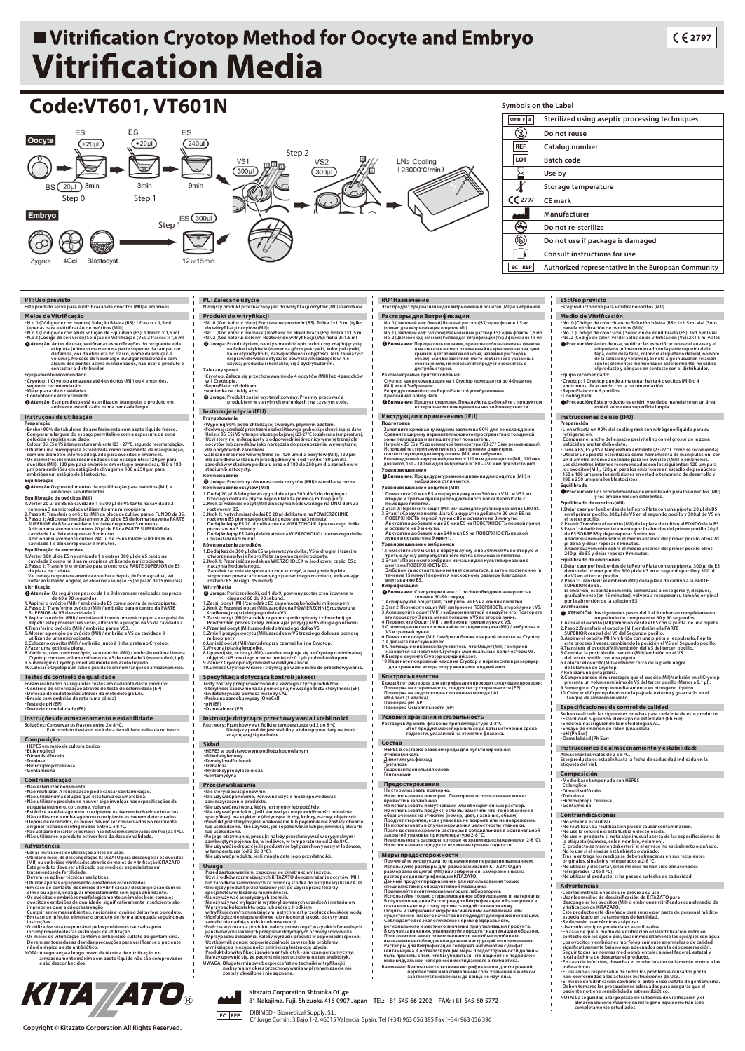# Vitrification Cryotop Method for Oocyte and Embryo

# Vitrification Media

CE 2797

## Code:VT601, VT601N

Oocyte

ES +20µl | ES +20µl | ES 240µl

BS 20µl 3min | 3min | 9min

Step 0 | Step 1 | Step 2

VS1 300µl | VS2 300µl

LN2 Cooling (23000°C/min)

Embryo

ES 300µl

Step 1

Zygote | 4Cell | Blastocyst

12 or 15min

### Symbols on the Label

| Symbol | Meaning |
|---|---|
| STERILE A | Sterilized using aseptic processing techniques |
| | Do not reuse |
| REF | Catalog number |
| LOT | Batch code |
| | Use by |
| | Storage temperature |
| CE 2797 | CE mark |
| | Manufacturer |
| | Do not re-sterilize |
| | Do not use if package is damaged |
| | Consult instructions for use |
| EC REP | Authorized representative in the European Community |

## PT: Uso previsto

Este produto serve para a vitrificação de ovócitos (MII) e embriões.

### Meios de Vitrificação

- N.o 0 (Código de cor: branco) Solução Básica (BS): 1 frasco × 1,5 ml (apenas para a vitrificação de ovócitos (MII))
- N.o 1 (Código de cor: azul) Solução de Equilíbrio (ES): 1 frasco × 1,5 ml
- N.o 2 (Código de cor: verde) Solução de Vitrificação (VS): 2 frascos × 1,5 ml

**Atenção:** Antes de usar, verificar as especificações do recipiente e da etiqueta (número marcado na parte superior da tampa, cor da tampa, cor da etiqueta do frasco, nome da solução e volume). No caso de haver algo invulgar relacionado com algum dos pontos acima mencionados, não usar o produto e contactar o distribuidor.

Equipamento recomendado

- Cryotop: 1 Cryotop armazena até 4 ovócitos (MII) ou 4 embriões, segundo recomendação.
- Microplaca: de 6 cavidades
- Contentor de arrefecimento

**Atenção:** Este produto está esterilizado. Manipular o produto em ambiente esterilizado, numa bancada limpa.

### Instruções de utilização

**Preparação**

- Encher 90% do tabuleiro de arrefecimento com azoto líquido fresco.
- Comparar a largura do espaço perivitelino com a espessura da zona pelúcida e registe esse dado.
- Colocar BS, ES e VS à temperatura ambiente (23 – 27 °C, segundo recomendação).
- Utilizar uma micropipeta esterilizada como ferramenta de manipulação, com um diâmetro interno adequado para ovócitos e embriões.
- Os diâmetros internos recomendados são os seguintes: 120 µm para ovócitos (MII), 120 µm para embriões em estágio pronuclear, 150 a 180 µm para embriões em estágio de clivagem e 180 a 250 µm para embriões em estágio de blastocisto.

**Equilibração**

**Atenção:** Os procedimentos de equilibração para ovócitos (MII) e embriões são diferentes.

**Equilibração de ovócitos (MII)**

1. Verter 20 µl de BS na cavidade 1 e 300 µl de VS tanto na cavidade 2 como na 3 na microplaca utilizando uma micropipeta.
2. Passo 0: Transferir o ovócito (MII) da placa de cultivo para o FUNDO da BS.
3. Passo 1: Adicionar imediatamente 20 µl de ES de forma suave na PARTE SUPERIOR da BS da cavidade 1 e deixar repousar 3 minutos.
   Adicionar suavemente outros 20 µl de ES na PARTE SUPERIOR da cavidade 1 e deixar repousar 3 minutos.
   Adicionar suavemente outros 240 µl de ES na PARTE SUPERIOR da cavidade 1 e deixar repousar 9 minutos.

**Equilibração de embriões**

1. Verter 300 µl de ES na cavidade 1 e outros 300 µl de VS tanto na cavidade 2 como na 3 na microplaca utilizando a micropipeta.
2. Passo 1: Transferir o embrião para o centro da PARTE SUPERIOR de ES da placa de cultura.
   Vai começar espontaneamente a encolher e depois, de forma gradual, vai voltar ao tamanho original, ao absorver a solução ES (no prazo de 15 minutos).

**Vitrificação**

**Atenção:** Os seguintes passos de 1 a 9 devem ser realizados no prazo de 60 a 90 segundos.

1. Aspirar o ovócito (MII) / embrião da ES com a ponta da micropipeta.
2. Passo 2: Transferir o ovócito (MII) / embrião para o centro da PARTE SUPERIOR da VS da cavidade 2.
3. Aspirar o ovócito (MII) / embrião utilizando uma micropipeta e expulsá-lo. Repetir este processo três vezes, alterando a posição na VS da cavidade 2.
4. Transferir o ovócito (MII) / embrião para a VS3.
5. Alterar a posição do ovócito (MII) / embrião a VS da cavidade 3 utilizando uma micropipeta.
6. Colocar o ovócito (MII) / embrião junto à linha preta no Cryotop.
7. Fazer uma gotícula plana.
8. Verificar, com o microscópio, se o ovócito (MII) / embrião está na lâmina Cryotop com um volume mínimo de VS da cavidade 3 (menos de 0,1 µl).
9. Submergir o Cryotop imediatamente em azoto líquido.
10. Colocar o Cryotop num tubo e guardá-lo em num tanque de armazenamento.

### Testes de controlo de qualidade

Foram realizados os seguintes testes em cada lote deste produto:

- Controlo de esterilização através do teste de esterilidade (EP)
- Deteção de endotoxinas através da metodologia LAL
- Ensaio com embrião de rato (uma célula)
- Teste de pH (EP)
- Teste de osmolalidade (EP)

### Instruções de armazenamento e estabilidade

Soluções: Conservar os frascos entre 2 e 8 °C.
Este produto é estável até à data de validade indicada no frasco.

### Composição

- HEPES em meio de cultura básico
- Etilenoglicol
- Dimetilsulfóxido
- Trealose
- Hidroxipropilcelulosa
- Gentamicina

### Contraindicação

- Não esterilizar novamente.
- Não reutilizar. A reutilização pode causar contaminação.
- Não utilizar uma solução que está turva ou amarelada.
- Não utilizar o produto se houver algo invulgar nas especificações da etiqueta (número, cor, nome, volume).
- Estéril se a embalagem ou os recipientes estiverem fechados e intactos. Não utilizar se a embalagem ou os recipientes estiverem deteriorados.
- Depois de recebidos, os meios devem ser conservados no recipiente original fechado e refrigerados entre 2 e 8 °C.
- Não utilizar e descartar se os meios não estiverem conservados em frio (2 a 8 °C).
- Não utilizar se o produto estiver fora da data de validade.

### Advertência

- Ler as instruções de utilização antes de usar.
- Utilizar o meio de descongelação KITAZATO para descongelar os ovócitos (MII) ou embriões vitrificados através do meio de vitrificação KITAZATO
- Este produto deve ser utilizado por médicos especialistas em tratamentos de fertilidade.
- Devem-se aplicar técnicas asséticas.
- Utilizar apenas equipamento e materiais esterilizados.
- Em caso de contacto dos meios de vitrificação / descongelação com os olhos ou a pele, enxaguar imediatamente com água abundante.
- Os ovócitos e embriões morfologicamente anómalos bem como os ovócitos e embriões de qualidade significativamente insuficiente são impróprios para a criopreservação.
- Cumprir as normas ambientais, nacionais e locais ao deitar fora o produto.
- Em caso de infeção, eliminar o produto de forma adequada seguindo as instruções.
- O utilizador será responsável pelos problemas causados pelo incumprimento destas instruções de utilização.
- Os meios de vitrificação contêm o antibiótico sulfato de gentamicina. Devem ser tomadas as devidas precauções para verificar se o paciente não é alérgico a este antibiótico.

NOTA: A segurança a longo prazo da técnica de vitrificação e o armazenamento máximo em azoto líquido não são comprovados e são desconhecidos.

## PL: Zalecane użycie

Niniejszy produkt przeznaczony jest do witryfikacji oocytów (MII) i zarodków.

### Produkt do witryfikacji

- Nr. 0 (Kod koloru: biały) Podstawowy roztwór (BS): fiolka 1×1,5 ml (tylko do witryfikacji oocytów (MII))
- Nr. 1 (Kod koloru: niebieski) Roztwór do ekwilibracji (ES): fiolka 1×1,5 ml
- Nr. 2 (Kod koloru: zielony) Roztwór do witryfikacji (VS): fiolki 2×1,5 ml

**Uwaga:** Przed użyciem, należy sprawdzić opis techniczny znajdujący się na fiolce i etykiecie (numer na górze pokrywki, kolor pokrywki, kolor etykiety fiolki, nazwę roztworu i objętość). Jeśli zauważysz nieprawidłowości dotyczące powyższych szczegółów, nie używaj produktu i skontaktuj się z dystrybutorem.

Zalecany sprzęt

- Cryotop: Zaleca się przechowywanie do 4 oocytów (MII) lub 4 zarodków w 1 Cryotopie.
- ReproPlate: z 6 dołkami
- Naczynie na ciekły azot

**Uwaga:** Produkt został wysterylizowany. Prosimy pracować z produktem w sterylnych warunkach i na czystym stole.

### Instrukcje użycia (IFU)

**Przygotowanie**

- Wypełnij 90% półki chłodzącej świeżym, płynnym azotem.
- Porównaj szerokość przestrzeni okołożółtkowej z grubością osłony i zapisz dane.
- Umieść BS, ES i VS w temperaturze pokojowej (23-27°C to zalecana temperatura).
- Użyj sterylnej mikropipety o odpowiedniej średnicy wewnętrznej dla oocytów lub zarodków jako narzędzia do przenoszenia, wewnętrznej dla oocytów lub zarodków.
- Zalecane średnice wewnętrzne to: 120 µm dla oocytów (MII), 120 µm dla zarodków w stadium przedjądrowym, i od 150 do 180 µm dla zarodków w stadium podziału oraz od 180 do 250 µm dla zarodków w stadium blastocysty.

**Równoważenie**

**Uwaga:** Procedury równoważenia oocytów (MII) i zarodka są różne.

**Równoważenie oocytów (MII)**

1. Dodaj 20 µl BS do pierwszego dołka i po 300µl VS do drugiego i trzeciego dołka na płytce Repro Plate za pomocą mikropipety.
2. Krok 0: Przenieś oocyt (MII) z naczynia hodowlanego na DNO dołku z roztworem BS.
3. Krok 1: Natychmiast dodaj ES 20 µl delikatnie na POWIERZCHNIĘ roztworu BS pierwszego dołka i pozostaw na 3 minuty.
   Dodaj kolejny ES 20 µl delikatnie na WIERZCHOŁKU pierwszego dołku i pozostaw na 3 minuty.
   Dodaj kolejny ES 240 µl delikatnie na WIERZCHOŁKU pierwszego dołka i pozostaw na 9 minut.

**Równoważenie zarodków**

1. Dodaj każde 300 µl dla ES w pierwszym dołku, VS w drugim i trzecim otworze na płytce Repro Plate za pomocą mikropipety.
2. Krok 1: Przenieść zarodek na WIERZCHOŁEK w środkowej części ES z naczynia hodowlanego.
   Zarodek zacznie się spontanicznie kurczyć, a następnie będzie stopniowo powracać do swojego pierwotnego rozmiaru, wchłaniając roztwór ES (w ciągu 15 minut).

**Witryfikacja**

**Uwaga:** Poniższe kroki, od 1 do 9, powinny zostać zrealizowane w ciągu od 60 do 90 sekund.

1. Zassij oocyt (MII)/zarodek z ES za pomocą końcówki mikropipety.
2. Krok 2: Przenieś oocyt (MII)/zarodek na POWIERZCHNIĘ roztworu w środkowej części drugiego dołka VS.
3. Zassij oocyt (MII)/zarodek za pomocą mikropipety i zdmuchnij go. Powtórz ten proces 3 razy, zmieniając pozycję w VS drugiego otworu.
4. Przenieś oocyt (MII)/zarodek do trzeciego dołka VS
5. Zmień pozycję oocytu (MII)/zarodka w VS trzeciego dołka za pomocą mikropipety
6. Umieść oocyt (MII)/zarodek przy czarnej linii na Cryotop.
7. Wykonaj płaską kropelkę.
8. Upewnij się, że oocyt (MII)/zarodek znajduje się na Cryotop o minimalnej objętości VS trzeciego otworu (mniej niż 0,1 µl) pod mikroskopem.
9. Zanurz Cryotop natychmiast w ciekłym azocie.
10. Umieść Cryotop w rurce i trzymaj go w zbiorniku do przechowywania.

### Specyfikacja dotycząca kontroli jakości

Testy zostały przeprowadzone dla każdego z tych produktów:

- Sterylność zapewniona za pomocą najnowszego testu sterylności (EP)
- Endotoksyna za pomocą metody LAL
- Próba na zarodku myszy (OneCell)
- pH (EP)
- Osmolalność (EP)

### Instrukcje dotyczące przechowywania i stabilności

Roztwory: Przechowywać fiolki w temperaturze od 2 do 8 °C.
Niniejszy produkt jest stabilny, aż do upływu daty ważności znajdującej się na fiolce.

### Skład

- HEPES w podstawowym podłożu hodowlanym
- Glikol etylenowy
- Dimetylosulfotlenek
- Trehaloza
- Hydroksypropyloceluloza
- Gentamycyna

### Przeciwwskazania

- Nie sterylizować ponownie.
- Nie używać ponownie. Ponowne użycie może spowodować zanieczyszczenie.
- Nie używać roztworu, który jest mętny lub pożółkły.
- Nie używać produktu, jeśli zauważysz nieprawidłowości w etykiecie (numer, kolor, nazwa, objętość).
- Produkt jest sterylny jeśli opakowanie lub pojemniki nie zostały otwarte lub uszkodzone. Nie używać, jeśli opakowanie lub pojemnik są uszkodzone.
- Po jego otrzymaniu, produkt należy przechowywać w oryginalnym i zamkniętym pojemniku, w lodówce, w temperaturze od 2 do 8 °C.
- Nie używać i utylizować jeśli produkt nie był przechowywany w lodówce, w temperaturze (od 2 do 8 °C).
- Nie używać produktu jeśli minęła data jego przydatności.

### Uwaga

- Przed zastosowaniem, zapoznaj się z instrukcjami użycia.
- Użyj środków rozmrażających KITAZATO do rozmrażania oocytów (MII) lub zarodków zamrożonych za pomocą środka do witryfikacji KITAZATO.
- Niniejszy produkt przeznaczony jest do użycia przez lekarzy specjalistów w leczeniu niepłodności.
- Należy używać aseptycznych technik.
- Należy używać wyłącznie wysterylizowanych urządzeń i materiałów
- W przypadku kontaktu oczu lub skóry z środkiem witryfikującym/rozmrażającym, natychmiast przepłucz oko/skórę wodą.
- Morfologicznie nieprawidłowe lub niedobrej jakości oocyty oraz zarodki nie nadają się do kriokonserwacji.
- Podczas wyrzucania produktu należy przestrzegać wszystkich federalnych, państwowych i lokalnych przepisów dotyczących ochrony środowiska.
- W przypadku zakażenia, należy wyrzucić produkt w odpowiedni sposób.
- Użytkownik ponosi odpowiedzialność za wszelkie problemy wynikające z niezgodności z niniejszą instrukcją użycia.
- Produkt do witryfikacji zawiera antybiotyk - siarczan gentamycyny. Należy upewnić się, że pacjent nie jest uczulony na ten antybiotyk.

UWAGA: Długoterminowe bezpieczeństwo techniki witryfikacji i maksymalny okres przechowywania w płynnym azocie nie zostały określone i nie są znane.

## RU: Назначение

Этот продукт предназначен для витрификации ооцитов (MII) и эмбрионов.

### Растворы для Витрификации

- No. 0 (Цветовой код: белый) Базовый раствор(BS): один флакон 1,5 мл (только для витрификации ооцитов MII)
- No. 1 (Цветовой код: голубой) Равновесный раствор(ES): один флакон 1,5 мл
- No. 2 (Цветовой код: зеленый) Раствор для Витрификации (VS): 2 флакона по 1,5 мл

**Внимание:** Перед использованием, проверьте обозначения на флаконе и на этикетке (номер, отмеченный на крышке флакона, цвет крышки, цвет этикетки флакона, название раствора и объем). Если Вы заметили что-то необычное в указанных обозначениях, не используйте продукт и свяжитесь с дистрибьютором.

Рекомендуемые приспособления:

- Cryotop: как рекомендация на 1 Cryotop помещается до 4 Ооцитов (MII) или 4 Эмбрионов.
- Репродуктивный поток ReproPlate: с 6 углублениями
- Криованна Cooling Rack

**Внимание:** Продукт стерилен. Пожалуйста, работайте с продуктом в стерильном помещении на чистой поверхности.

### Инструкции к применению (IFU)

**Подготовка**

- Заполните криованну жидким азотом на 90% для ее охлаждения.
- Сравните ширину перивителлинового пространства с толщиной зоны пеллюцида и запишите этот показатель.
- Нагрейте BS, ES и VS до комнатной температуры (23-27 °C как рекомендация).
- Используйте стерильную пипетку с внутренним диаметром, соответствующим диаметру ооцита (MII) или эмбриона.
- Рекомендуемый внутренний диаметр: 120 мкм для ооцитов (MII), 120 мкм для зигот, 150 – 180 мкм для эмбрионов и 180 – 250 мкм для бластоцист.

**Уравновешивание**

**Внимание:** Процедуры уравновешивания для ооцитов (MII) и эмбрионов отличаются.

**Уравновешивание ооцитов (MII)**

1. Поместите 20 мкл BS в первую лунку и по 300 мкл VS1 и VS2 во вторую и третью лунки репродуктивного лотка Repro Plate с помощью пипетки.
2. Этап 0: Перенесите ооцит (MII) из чашки для культивирования на ДНО BS.
3. Этап 1: Сразу же после Шага 0 аккуратно добавьте 20 мкл ES на ПОВЕРХНОСТЬ первой лунки с BS и оставьте на 3 минуты.
   Аккуратно добавьте еще 20 мкл ES на ПОВЕРХНОСТЬ первой лунки и оставьте на 3 минуты.
   Аккуратно добавьте еще 240 мкл ES на ПОВЕРХНОСТЬ первой лунки и оставьте на 9 минут.

**Уравновешивание эмбрионов**

1. Поместите 300 мкл ES в первую лунку и по 300 мкл VS во вторую и третью лунку репродуктивного лотка с помощью пипетки.
2. Этап 1: Перенесите эмбрион из чашки для культивирования в центр на ПОВЕРХНОСТЬ ES.
   Эмбрион самостоятельно начнет сжиматься, а затем постепенно (в течение 15 минут) вернется к исходному размеру благодаря впитыванию ES.

**Витрификация**

**Внимание:** Следующие шаги с 1 по 9 необходимо завершить в течение 60-90 секунд.

1. Аспирируйте ооцит (MII) /эмбрион из ES на кончик пипетки.
2. Этап 2: Перенесите ооцит (MII) /эмбрион на ПОВЕРХНОСТЬ второй лунки с VS.
3. Аспирируйте ооцит (MII) / эмбрион пипеткой и выдуйте его. Повторите эту процедуру 3 раза, меняя позицию в VS во второй лунке.
4. Перенесите Ооцит (MII) / эмбрион в третью лунку с VS.
5. С помощью пипетки поменяйте позицию ооцита (MII) / эмбриона в VS в третьей лунке.
6. Поместите ооцит (MII) / эмбрион ближе к черной отметке на Cryotop.
7. Сделайте плоскую каплю.
8. С помощью микроскопа убедитесь, что Ооцит (MII) / эмбрион находится на носителе Cryotop с минимальным количеством VS.
9. Быстро опустите Cryotop в жидкий азот.
10. Наденьте покровный чехол на Cryotop и перенесите в резервуар для хранения, всегда погруженным в жидкий азот.

### Контроль качества

Каждый тест раствора для витрификации проходит следующие проверки:

- Проверка на стерильность, следуя тесту стерильности (EP)
- Проверка на эндотоксины с помощью метода LAL
- MEA тест (1 клетка)
- Проверка pH (EP)
- Проверка Осмольности (EP)

### Условия хранения и стабильность

Растворы: Хранить флаконы при температуре 2-8°C
Этот продукт может храниться до даты истечения срока годности, указанной на этикетке флакона.

### Состав

- HEPES в составе базовой среды для культивирования
- Этиленгликоль
- Диметилсульфоксид
- Трегалоза
- Гидроксипропилцеллюлоза
- Гентамицин

### Предостережения

- Не стерилизовать повторно.
- Не использовать повторно. Повторное использование может привести к заражению.
- Не использовать помутневший или обесцвеченный раствор.
- Не использовать продукт, если Вы заметили что-то необычное в обозначениях на этикетке (номер, цвет, название, объем)
- Продукт стерилен, если упаковка не вскрыта или не повреждена. Не использовать в случае нарушения целостности упаковки.
- После доставки хранить растворы в холодильнике в оригинальной закрытой упаковке при температуре 2-8 °C.
- Не использовать растворы, которые не хранились охлажденными (2-8 °C).
- Не использовать продукт с истекшим сроком годности.

### Меры предосторожности

- Прочитайте инструкцию по применению перед использованием.
- Используйте растворы для размораживания KITAZATO для размораживания ооцитов (MII) или эмбрионов, замороженных на растворах для витрификации KITAZATO.
- Данный продукт предназначен для использования только специалистами репродуктивной медицины.
- Применяйте асептические методы в лаборатории.
- Используйте только стерилизованное оборудование и материалы.
- В случае попадания Растворов для Витрификации и Разморозки в глаза или на кожу, сразу промыть водой глаза или кожу.
- Ооциты и эмбрионы с морфологическими аномалиями или существенно низкого качества не подходят для криоконсервации.
- Соблюдайте все экологические нормы федерального, регионального и местного значения при утилизации продукта.
- В случае заражения, утилизируйте продукт надлежащим образом.
- Пользователь несет ответственность за любые проблемы, вызванные несоблюдением данных инструкций по применению.
- Растворы для Витрификации содержат антибиотик сульфат гентамицина. Соответствующие меры предосторожности должны быть приняты с тем, чтобы убедиться, что пациент не подвержен индивидуальной непереносимости данного антибиотика.

Внимание: Безопасность техники витрификации в долгосрочной перспективе и максимальный срок хранения в жидком азоте неустановлены и до конца не изучены.

## ES: Uso previsto

Este producto sirve para vitrificar ovocitos (MII) y embriones.

### Medio de Vitrificación

- No. 0 (Código de color: blanco) Solución básica (BS): 1×1,5 ml vial (Sólo para la vitrificación de ovocitos (MII))
- No. 1 (Código de color: azul) Solución de equilibrado (ES): 1×1,5 ml vial
- No. 2 (Código de color: verde) Solución de Vitrificación (VS): 2×1,5 ml viales

**Precaución:** Antes de usar, verificar las especificaciones del envase y el etiquetado (número marcado en la parte superior de la tapa, color de la tapa, color del etiquetado del vial, nombre de la solución y volumen). Si nota algo inusual en relación con los elementos anteriormente mencionados, no utilice el producto y póngase en contacto con el distribuidor.

Equipo recomendado:

- Cryotop: 1 Cryotop puede almacenar hasta 4 ovocitos (MII) o 4 embriones, de acuerdo con la recomendación.
- ReproPlate: con 6 pocillos.
- Cooling Rack

**Precaución:** Este producto es estéril y se debe manejarse en un área estéril sobre una superficie limpia.

### Instrucciones de uso (IFU)

**Preparación**

- Llenar hasta un 90% del cooling rack con nitrógeno líquido para su refrigeración.
- Comparar el ancho del espacio perivitelino con el grosor de la zona pelúcida y anotar dicho dato.
- Llevá a BS, ES y VS a temperatura ambiente (23-27 °C como se recomienda).
- Utilizar una pipeta esterilizada como herramienta de manipulación, con un diámetro interno adecuado para los ovocitos (MII) o embriones. Los diámetros internos recomendados son los siguientes: 120 µm para los ovocitos (MII), 120 µm para los embriones en estadio de pronúcleo, 150 a 180 µm para los embriones en estadio temprano de desarrollo y 180 a 250 µm para los blastocistos.

**Equilibrado**

**Precaución:** Los procedimientos de equilibrado para los ovocitos (MII) y los embriones son diferentes.

**Equilibrado de ovocitos(MII)**

1. Dejar caer por los bordes de la Repro Plate con una pipeta: 20 µl de BS en el primer pocillo, 300µl de VS en el segundo pocillo y 300µl de VS en el tercer pocillo.
2. Paso 0: Transferir el ovocito (MII) de la placa de cultivo al FONDO de la BS.
3. Paso 1: Añadir inmediatamente por los bordes del primer pocillo 20 µl de ES SOBRE BS y dejar reposar 3 minutos.
   Añadir suavemente sobre el medio anterior del primer pocillo otros 20 µl de ES y dejar reposar 3 minutos.
   Añadir suavemente sobre el medio anterior del primer pocillo otros 240 µl de ES y dejar reposar 9 minutos.

**Equilibrado de embriones**

1. Dejar caer por los bordes de la Repro Plate con una pipeta, 300 µl de ES dentro del primer pocillo, 300 µl de VS en el segundo pocillo y 300 µl de VS en el tercer pocillo
2. Paso 1: Transferir el embrión (MII) de la placa de cultivo a la PARTE SUPERIOR de ES.
   El embrión, espontáneamente, comenzará a encogerse y, después, gradualmente (en 15 minutos), volverá a recuperar su tamaño original por la absorción de la solución ES.

**Vitrificación**

**ATENCIÓN:** los siguientes pasos del 1 al 9 deberían completarse en un periodo de tiempo entre 60 y 90 segundos.

1. Aspirar el ovocito (MII)/embrión desde el ES con la punta de una pipeta.
2. Paso 2: Transferir el ovocito (MII)/embrión a la PARTE SUPERIOR central del VS del Segundo pocillo.
3. Aspirar el ovocito(MII)/embrión con una pipeta y expulsarlo. Repita este proceso 3 veces, cambiando la posición el VS del Segundo pocillo.
4. Transferir el ovocito(MII)/embrión del VS del tercer pocillo.
5. Cambiar la posición del ovocito(MII)/embrión en el VS del tercer pocillo con una pipeta.
6. Colocar el ovocito(MII)/embrión cerca de la parte negra de la lámina de Cryotop.
7. Realizar una gota plana.
8. Comprobar con el microscopio que el ovocito(MII)/embrión en el Cryotop presenta un volumen mínimo de VS del tercer pocillo (Menor a 0.1 µl).
9. Sumergir el Cryotop inmediatamente en nitrógeno líquido.
10. Colocar el Cryotop dentro de la pajuela externa y guardarlo en el tanque de almacenamiento

### Especificaciones de control de calidad

Se han realizado las siguientes pruebas para cada lote de este producto:

- Esterilidad: Siguiendo el ensayo de Esterilidad (Ph Eur)
- Endotoxinas: siguiendo la metodología LAL.
- Ensayo de embrión de ratón (una célula)
- pH (Ph Eur)
- Osmolalidad (Ph Eur)

### Instrucciones de almacenamiento y estabilidad:

Almacenar los viales de 2 a 8 °C.
Este producto es estable hasta la fecha de caducidad indicada en la etiqueta del vial.

### Composición

- Medio base tamponado con HEPES
- Etilenglicol
- Dimetil sulfóxido
- Trehalosa
- Hidroxipropil celulosa
- Gentamicina

### Contraindicaciones

- No volver a esterilizar.
- No reutilizar. La reutilización puede causar contaminación.
- No use la solución si está turbia o descolorada.
- No use el producto si nota algo inusual acerca de las especificaciones de la etiqueta (número, color, nombre, volumen).
- El producto se mantendrá estéril si el envase no está abierto o dañado. No lo use si el envase está abierto o dañado.
- Tras la entrega los medios se deben almacenar en sus recipientes originales, sin abrir y refrigerados a 2-8 °C.
- No utilizar y desechar si los medios no han sido almacenados refrigerados (2 to 8 °C).
- No utilizar el producto, si ha pasado su fecha de caducidad.

### Advertencias

- Leer las instrucciones de uso previo a su uso
- Usar los medios de descritificación de KITAZATO para descongelar los ovocitos (MII) o embriones vitrificados con el medio de vitrificación de KITAZATO.
- Este producto está diseñado para su uso por parte de personal médico especializado en tratamientos de fertilidad.
- Se deberán usar técnicas asépticas.
- Usar sólo equipos y materiales esterilizados.
- En caso de que el Medio de Vitrificación o Desvitrificación entre en contacto con los ojos o piel, lavar inmediatamente los ojos/piel con agua.
- Los ovocitos y embriones morfológicamente anormales o de calidad significativamente baja no son adecuados para la criopreservación.
- Seguir todas las normas medioambientales a nivel federal, estatal y local a la hora de desechar el producto.
- En caso de infección, desechar el producto adecuadamente acorde a las indicaciones.
- El usuario es responsable de todos los problemas causados por la non conformidad a las actuales Instrucciones de Uso.
- El medio de Vitrificación contiene el antibiótico sulfato de gentamicina. Deben tomarse las precauciones adecuadas para asegurar que el paciente no tiene sensibilidad a este antibiótico.

NOTA: La seguridad a largo plazo de la técnica de vitrificación y el almacenamiento máximo en nitrógeno líquido no han sido completamente estudiados.

---

KITAZATO®

Kitazato Corporation Shizuoka Of ge
81 Nakajima, Fuji, Shizuoka 416-0907 Japan TEL: +81-545-66-2202 FAX: +81-545-66-5772

EC REP DIBIMED - Biomedical Supply, S.L.
C/ Jorge Comín, 3 Bajo 1-2, 46015 Valencia, Spain. Tel (+34) 963 056 395 Fax (+34) 963 056 396

Copyright © Kitazato Corporation All Rights Reserved.